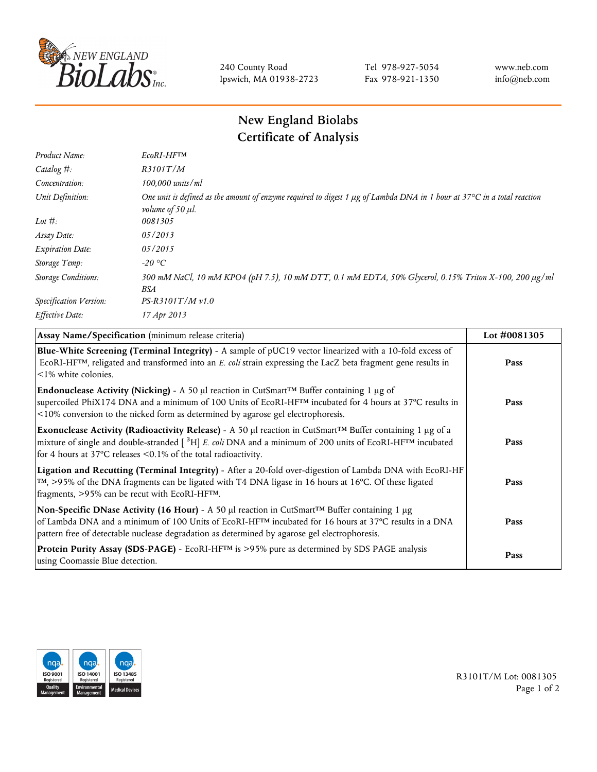240 County Road
Ipswich, MA 01938-2723

Tel 978-927-5054
Fax 978-921-1350

www.neb.com
info@neb.com

# New England Biolabs
# Certificate of Analysis

| | |
|---|---|
| *Product Name:* | *EcoRI-HF™* |
| *Catalog #:* | *R3101T/M* |
| *Concentration:* | *100,000 units/ml* |
| *Unit Definition:* | *One unit is defined as the amount of enzyme required to digest 1 µg of Lambda DNA in 1 hour at 37°C in a total reaction volume of 50 µl.* |
| *Lot #:* | *0081305* |
| *Assay Date:* | *05/2013* |
| *Expiration Date:* | *05/2015* |
| *Storage Temp:* | *-20 °C* |
| *Storage Conditions:* | *300 mM NaCl, 10 mM KPO4 (pH 7.5), 10 mM DTT, 0.1 mM EDTA, 50% Glycerol, 0.15% Triton X-100, 200 µg/ml BSA* |
| *Specification Version:* | *PS-R3101T/M v1.0* |
| *Effective Date:* | *17 Apr 2013* |

| **Assay Name/Specification** (minimum release criteria) | **Lot #0081305** |
|---|---|
| **Blue-White Screening (Terminal Integrity)** - A sample of pUC19 vector linearized with a 10-fold excess of EcoRI-HF™, religated and transformed into an *E. coli* strain expressing the LacZ beta fragment gene results in <1% white colonies. | **Pass** |
| **Endonuclease Activity (Nicking)** - A 50 µl reaction in CutSmart™ Buffer containing 1 µg of supercoiled PhiX174 DNA and a minimum of 100 Units of EcoRI-HF™ incubated for 4 hours at 37°C results in <10% conversion to the nicked form as determined by agarose gel electrophoresis. | **Pass** |
| **Exonuclease Activity (Radioactivity Release)** - A 50 µl reaction in CutSmart™ Buffer containing 1 µg of a mixture of single and double-stranded [ $^{3}H$] *E. coli* DNA and a minimum of 200 units of EcoRI-HF™ incubated for 4 hours at 37°C releases <0.1% of the total radioactivity. | **Pass** |
| **Ligation and Recutting (Terminal Integrity)** - After a 20-fold over-digestion of Lambda DNA with EcoRI-HF™, >95% of the DNA fragments can be ligated with T4 DNA ligase in 16 hours at 16°C. Of these ligated fragments, >95% can be recut with EcoRI-HF™. | **Pass** |
| **Non-Specific DNase Activity (16 Hour)** - A 50 µl reaction in CutSmart™ Buffer containing 1 µg of Lambda DNA and a minimum of 100 Units of EcoRI-HF™ incubated for 16 hours at 37°C results in a DNA pattern free of detectable nuclease degradation as determined by agarose gel electrophoresis. | **Pass** |
| **Protein Purity Assay (SDS-PAGE)** - EcoRI-HF™ is >95% pure as determined by SDS PAGE analysis using Coomassie Blue detection. | **Pass** |

ISO 9001 Registered Quality Management | ISO 14001 Registered Environmental Management | ISO 13485 Registered Medical Devices

R3101T/M Lot: 0081305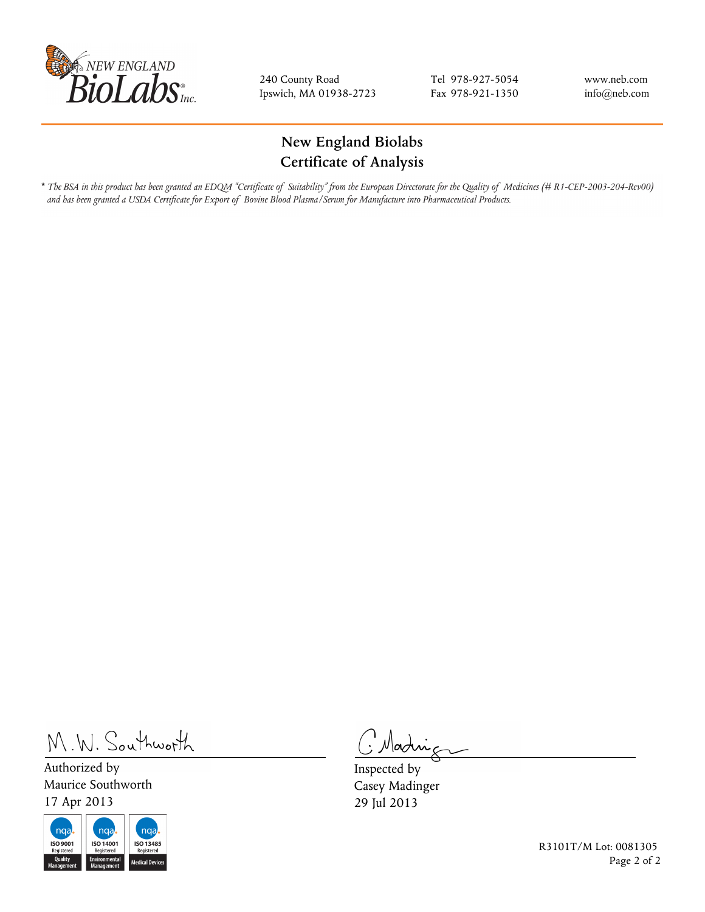New England BioLabs Inc.

240 County Road
Ipswich, MA 01938-2723

Tel 978-927-5054
Fax 978-921-1350

www.neb.com
info@neb.com

# New England Biolabs
# Certificate of Analysis

\* *The BSA in this product has been granted an EDQM "Certificate of Suitability" from the European Directorate for the Quality of Medicines (# R1-CEP-2003-204-Rev00) and has been granted a USDA Certificate for Export of Bovine Blood Plasma/Serum for Manufacture into Pharmaceutical Products.*

M. W. Southworth

Authorized by
Maurice Southworth
17 Apr 2013

C. Madinger

Inspected by
Casey Madinger
29 Jul 2013

nqa ISO 9001 Registered Quality Management
nqa ISO 14001 Registered Environmental Management
nqa ISO 13485 Registered Medical Devices

R3101T/M Lot: 0081305